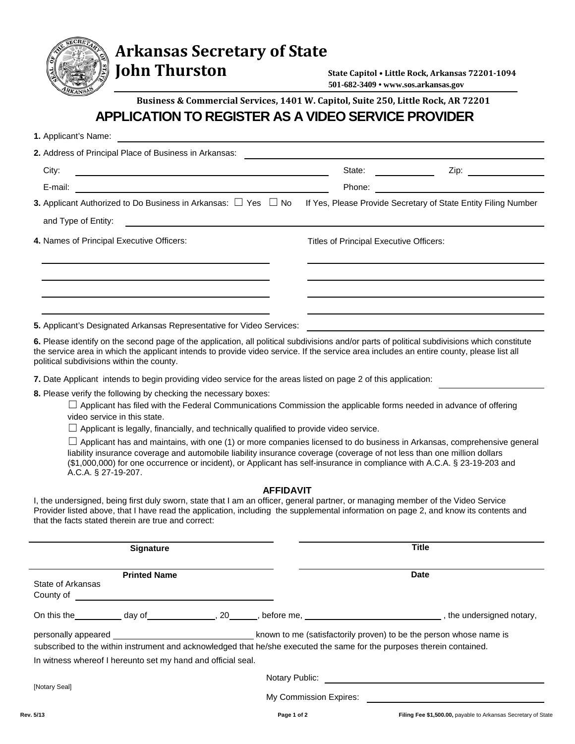# Arkansas Secretary of State
## John Thurston

State Capitol • Little Rock, Arkansas 72201-1094
501-682-3409 • www.sos.arkansas.gov

**Business & Commercial Services, 1401 W. Capitol, Suite 250, Little Rock, AR 72201**

# APPLICATION TO REGISTER AS A VIDEO SERVICE PROVIDER

**1.** Applicant's Name: ______________________________

**2.** Address of Principal Place of Business in Arkansas: ______________________________

City: ______________________ State: __________ Zip: __________

E-mail: ______________________ Phone: ______________________

**3.** Applicant Authorized to Do Business in Arkansas: ☐ Yes ☐ No If Yes, Please Provide Secretary of State Entity Filing Number and Type of Entity: ______________________________

**4.** Names of Principal Executive Officers: | Titles of Principal Executive Officers:

| Names of Principal Executive Officers | Titles of Principal Executive Officers |
|---|---|
| | |
| | |
| | |
| | |

**5.** Applicant's Designated Arkansas Representative for Video Services: ______________________________

**6.** Please identify on the second page of the application, all political subdivisions and/or parts of political subdivisions which constitute the service area in which the applicant intends to provide video service. If the service area includes an entire county, please list all political subdivisions within the county.

**7.** Date Applicant intends to begin providing video service for the areas listed on page 2 of this application: ______________

**8.** Please verify the following by checking the necessary boxes:

☐ Applicant has filed with the Federal Communications Commission the applicable forms needed in advance of offering video service in this state.

☐ Applicant is legally, financially, and technically qualified to provide video service.

☐ Applicant has and maintains, with one (1) or more companies licensed to do business in Arkansas, comprehensive general liability insurance coverage and automobile liability insurance coverage (coverage of not less than one million dollars ($1,000,000) for one occurrence or incident), or Applicant has self-insurance in compliance with A.C.A. § 23-19-203 and A.C.A. § 27-19-207.

### AFFIDAVIT

I, the undersigned, being first duly sworn, state that I am an officer, general partner, or managing member of the Video Service Provider listed above, that I have read the application, including the supplemental information on page 2, and know its contents and that the facts stated therein are true and correct:

______________________________ ______________________________
**Signature** **Title**

______________________________ ______________________________
**Printed Name** **Date**

State of Arkansas
County of ______________________________

On this the __________ day of ______________, 20______, before me, ____________________________, the undersigned notary,

personally appeared ____________________________ known to me (satisfactorily proven) to be the person whose name is subscribed to the within instrument and acknowledged that he/she executed the same for the purposes therein contained.

In witness whereof I hereunto set my hand and official seal.

[Notary Seal]

Notary Public: ______________________________

My Commission Expires: ______________________________

Rev. 5/13

**Filing Fee $1,500.00,** payable to Arkansas Secretary of State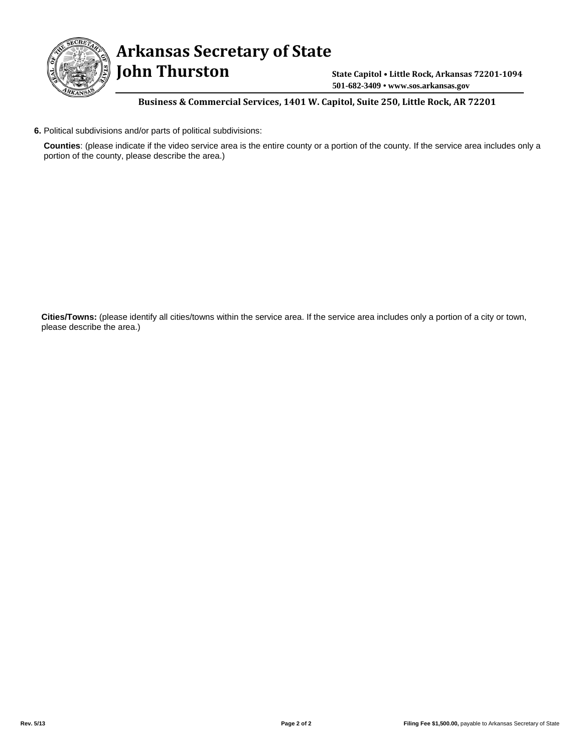# Arkansas Secretary of State
# John Thurston

State Capitol • Little Rock, Arkansas 72201-1094
501-682-3409 • www.sos.arkansas.gov

Business & Commercial Services, 1401 W. Capitol, Suite 250, Little Rock, AR 72201

**6.** Political subdivisions and/or parts of political subdivisions:

**Counties**: (please indicate if the video service area is the entire county or a portion of the county. If the service area includes only a portion of the county, please describe the area.)

**Cities/Towns:** (please identify all cities/towns within the service area. If the service area includes only a portion of a city or town, please describe the area.)

Rev. 5/13

**Filing Fee $1,500.00,** payable to Arkansas Secretary of State